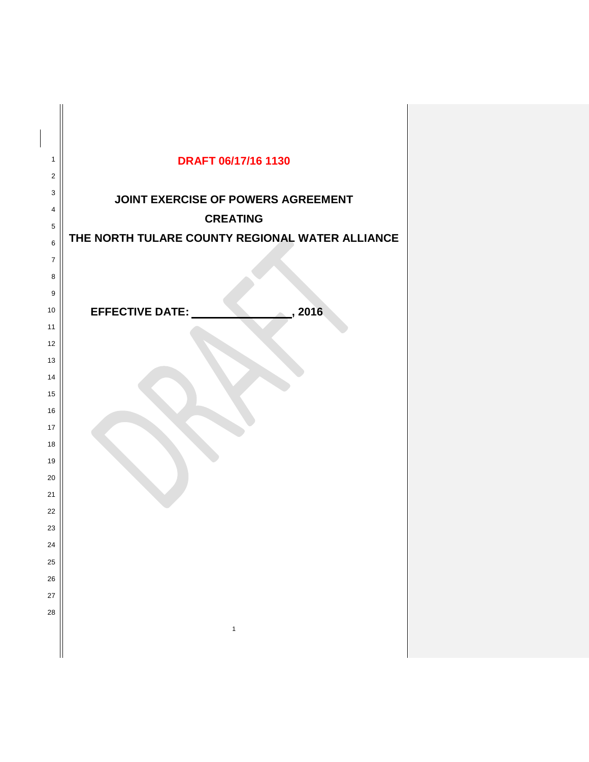**DRAFT 06/17/16 1130**

# JOINT EXERCISE OF POWERS AGREEMENT

# CREATING

# THE NORTH TULARE COUNTY REGIONAL WATER ALLIANCE

**EFFECTIVE DATE: ________________, 2016**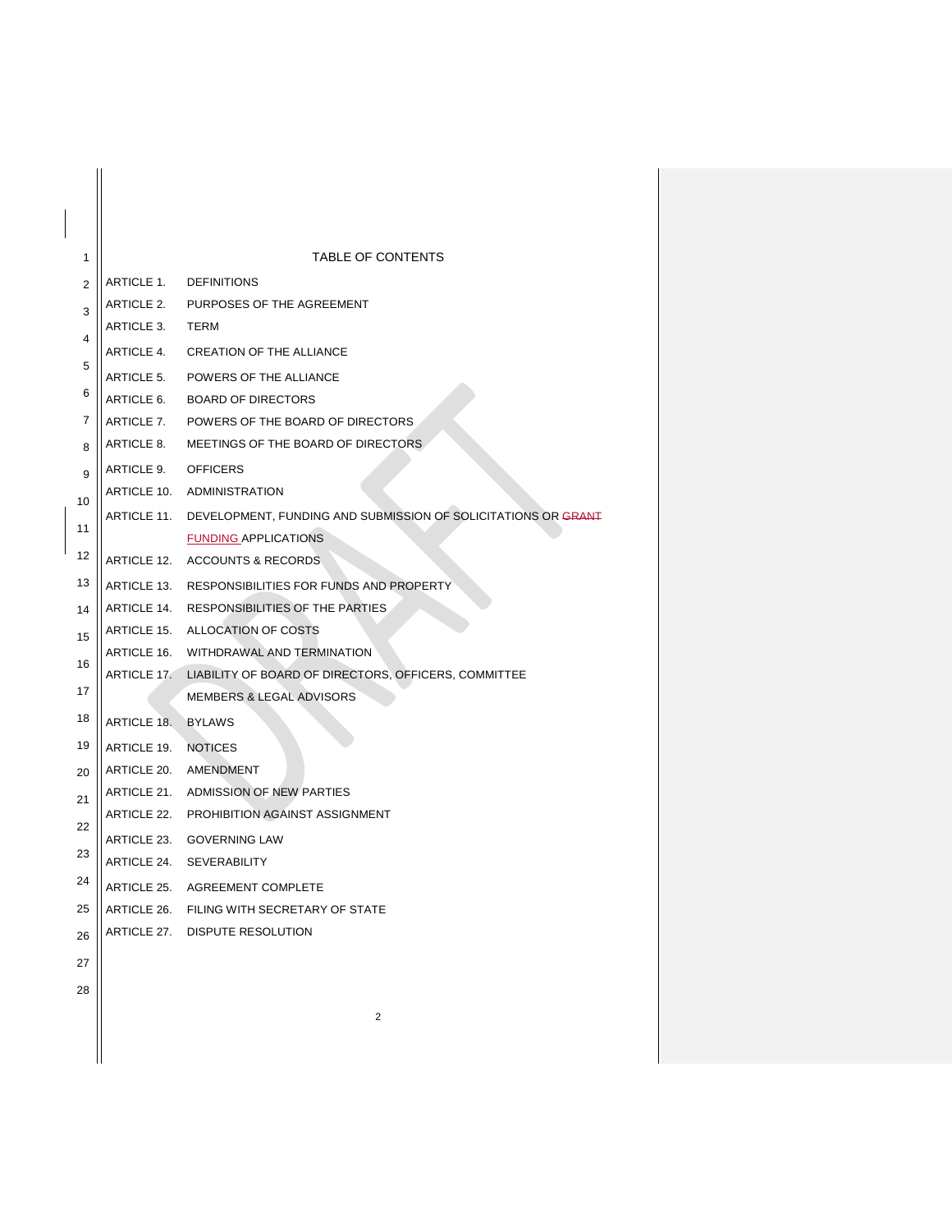# TABLE OF CONTENTS

| | |
|---|---|
| ARTICLE 1. | DEFINITIONS |
| ARTICLE 2. | PURPOSES OF THE AGREEMENT |
| ARTICLE 3. | TERM |
| ARTICLE 4. | CREATION OF THE ALLIANCE |
| ARTICLE 5. | POWERS OF THE ALLIANCE |
| ARTICLE 6. | BOARD OF DIRECTORS |
| ARTICLE 7. | POWERS OF THE BOARD OF DIRECTORS |
| ARTICLE 8. | MEETINGS OF THE BOARD OF DIRECTORS |
| ARTICLE 9. | OFFICERS |
| ARTICLE 10. | ADMINISTRATION |
| ARTICLE 11. | DEVELOPMENT, FUNDING AND SUBMISSION OF SOLICITATIONS OR ~~GRANT~~ FUNDING APPLICATIONS |
| ARTICLE 12. | ACCOUNTS & RECORDS |
| ARTICLE 13. | RESPONSIBILITIES FOR FUNDS AND PROPERTY |
| ARTICLE 14. | RESPONSIBILITIES OF THE PARTIES |
| ARTICLE 15. | ALLOCATION OF COSTS |
| ARTICLE 16. | WITHDRAWAL AND TERMINATION |
| ARTICLE 17. | LIABILITY OF BOARD OF DIRECTORS, OFFICERS, COMMITTEE MEMBERS & LEGAL ADVISORS |
| ARTICLE 18. | BYLAWS |
| ARTICLE 19. | NOTICES |
| ARTICLE 20. | AMENDMENT |
| ARTICLE 21. | ADMISSION OF NEW PARTIES |
| ARTICLE 22. | PROHIBITION AGAINST ASSIGNMENT |
| ARTICLE 23. | GOVERNING LAW |
| ARTICLE 24. | SEVERABILITY |
| ARTICLE 25. | AGREEMENT COMPLETE |
| ARTICLE 26. | FILING WITH SECRETARY OF STATE |
| ARTICLE 27. | DISPUTE RESOLUTION |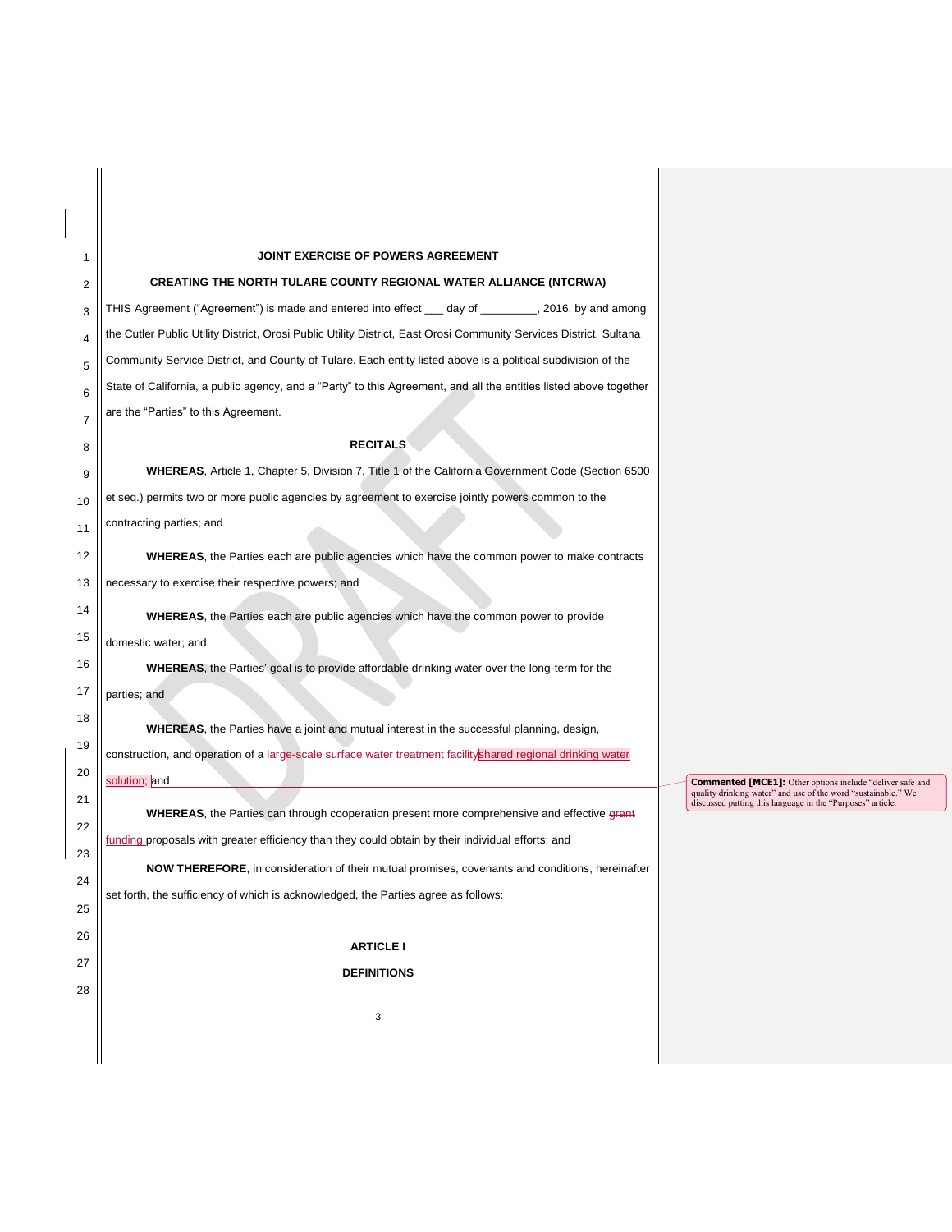**JOINT EXERCISE OF POWERS AGREEMENT**

**CREATING THE NORTH TULARE COUNTY REGIONAL WATER ALLIANCE (NTCRWA)**

THIS Agreement ("Agreement") is made and entered into effect ___ day of _________, 2016, by and among the Cutler Public Utility District, Orosi Public Utility District, East Orosi Community Services District, Sultana Community Service District, and County of Tulare. Each entity listed above is a political subdivision of the State of California, a public agency, and a "Party" to this Agreement, and all the entities listed above together are the "Parties" to this Agreement.

**RECITALS**

**WHEREAS**, Article 1, Chapter 5, Division 7, Title 1 of the California Government Code (Section 6500 et seq.) permits two or more public agencies by agreement to exercise jointly powers common to the contracting parties; and

**WHEREAS**, the Parties each are public agencies which have the common power to make contracts necessary to exercise their respective powers; and

**WHEREAS**, the Parties each are public agencies which have the common power to provide domestic water; and

**WHEREAS**, the Parties' goal is to provide affordable drinking water over the long-term for the parties; and

**WHEREAS**, the Parties have a joint and mutual interest in the successful planning, design, construction, and operation of a ~~large-scale surface water treatment facility~~shared regional drinking water solution; and

**Commented [MCE1]:** Other options include "deliver safe and quality drinking water" and use of the word "sustainable." We discussed putting this language in the "Purposes" article.

**WHEREAS**, the Parties can through cooperation present more comprehensive and effective ~~grant~~ funding proposals with greater efficiency than they could obtain by their individual efforts; and

**NOW THEREFORE**, in consideration of their mutual promises, covenants and conditions, hereinafter set forth, the sufficiency of which is acknowledged, the Parties agree as follows:

**ARTICLE I**

**DEFINITIONS**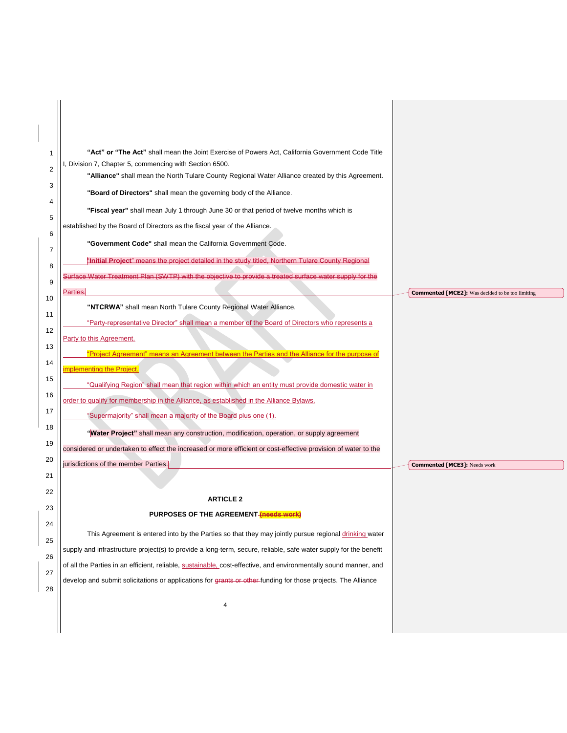**"Act" or "The Act"** shall mean the Joint Exercise of Powers Act, California Government Code Title I, Division 7, Chapter 5, commencing with Section 6500.

**"Alliance"** shall mean the North Tulare County Regional Water Alliance created by this Agreement.

**"Board of Directors"** shall mean the governing body of the Alliance.

**"Fiscal year"** shall mean July 1 through June 30 or that period of twelve months which is established by the Board of Directors as the fiscal year of the Alliance.

**"Government Code"** shall mean the California Government Code.

~~**"Initial Project"** means the project detailed in the study titled, Northern Tulare County Regional Surface Water Treatment Plan (SWTP) with the objective to provide a treated surface water supply for the Parties.~~

**Commented [MCE2]:** Was decided to be too limiting

**"NTCRWA"** shall mean North Tulare County Regional Water Alliance.

"Party-representative Director" shall mean a member of the Board of Directors who represents a Party to this Agreement.

"Project Agreement" means an Agreement between the Parties and the Alliance for the purpose of implementing the Project.

"Qualifying Region" shall mean that region within which an entity must provide domestic water in order to qualify for membership in the Alliance, as established in the Alliance Bylaws.

"Supermajority" shall mean a majority of the Board plus one (1).

**"Water Project"** shall mean any construction, modification, operation, or supply agreement considered or undertaken to effect the increased or more efficient or cost-effective provision of water to the jurisdictions of the member Parties.

**Commented [MCE3]:** Needs work

## ARTICLE 2

## PURPOSES OF THE AGREEMENT ~~(needs work)~~

This Agreement is entered into by the Parties so that they may jointly pursue regional drinking water supply and infrastructure project(s) to provide a long-term, secure, reliable, safe water supply for the benefit of all the Parties in an efficient, reliable, sustainable, cost-effective, and environmentally sound manner, and develop and submit solicitations or applications for ~~grants or other~~ funding for those projects. The Alliance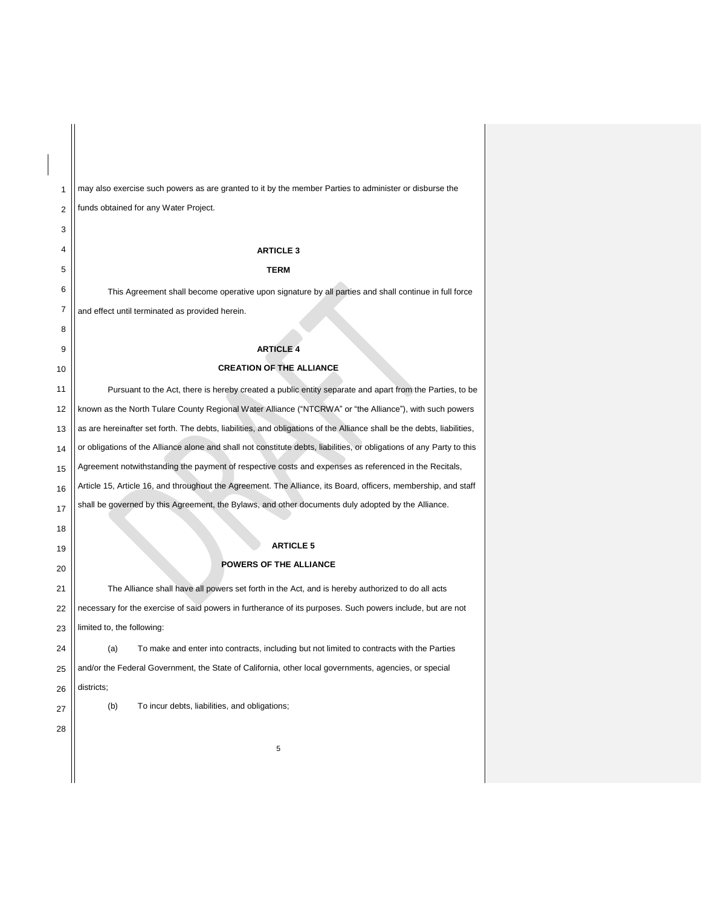may also exercise such powers as are granted to it by the member Parties to administer or disburse the funds obtained for any Water Project.

## ARTICLE 3

## TERM

This Agreement shall become operative upon signature by all parties and shall continue in full force and effect until terminated as provided herein.

## ARTICLE 4

## CREATION OF THE ALLIANCE

Pursuant to the Act, there is hereby created a public entity separate and apart from the Parties, to be known as the North Tulare County Regional Water Alliance ("NTCRWA" or "the Alliance"), with such powers as are hereinafter set forth. The debts, liabilities, and obligations of the Alliance shall be the debts, liabilities, or obligations of the Alliance alone and shall not constitute debts, liabilities, or obligations of any Party to this Agreement notwithstanding the payment of respective costs and expenses as referenced in the Recitals, Article 15, Article 16, and throughout the Agreement. The Alliance, its Board, officers, membership, and staff shall be governed by this Agreement, the Bylaws, and other documents duly adopted by the Alliance.

## ARTICLE 5

## POWERS OF THE ALLIANCE

The Alliance shall have all powers set forth in the Act, and is hereby authorized to do all acts necessary for the exercise of said powers in furtherance of its purposes. Such powers include, but are not limited to, the following:

(a) To make and enter into contracts, including but not limited to contracts with the Parties and/or the Federal Government, the State of California, other local governments, agencies, or special districts;

(b) To incur debts, liabilities, and obligations;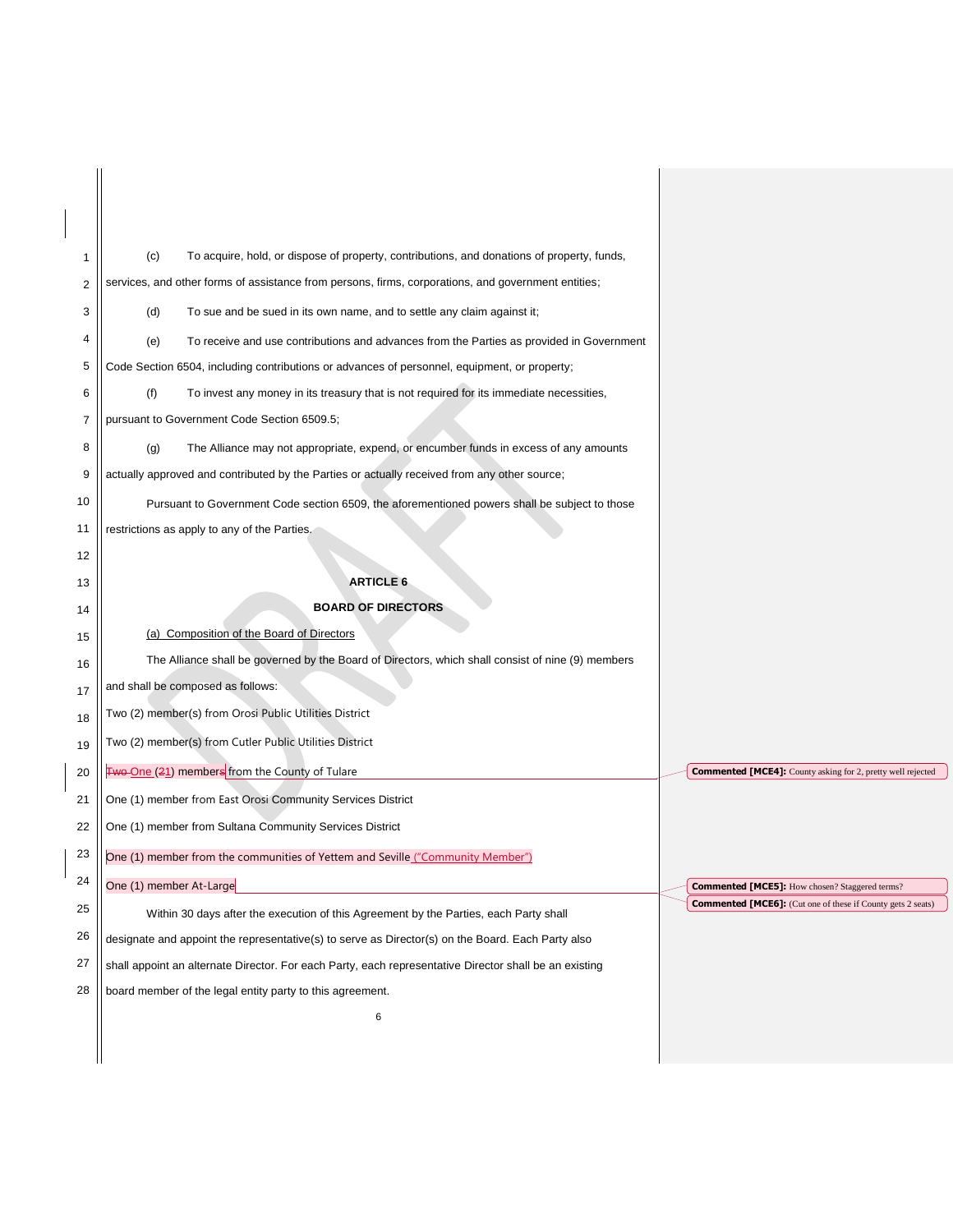(c) To acquire, hold, or dispose of property, contributions, and donations of property, funds, services, and other forms of assistance from persons, firms, corporations, and government entities;

(d) To sue and be sued in its own name, and to settle any claim against it;

(e) To receive and use contributions and advances from the Parties as provided in Government Code Section 6504, including contributions or advances of personnel, equipment, or property;

(f) To invest any money in its treasury that is not required for its immediate necessities, pursuant to Government Code Section 6509.5;

(g) The Alliance may not appropriate, expend, or encumber funds in excess of any amounts actually approved and contributed by the Parties or actually received from any other source;

Pursuant to Government Code section 6509, the aforementioned powers shall be subject to those restrictions as apply to any of the Parties.

## ARTICLE 6

## BOARD OF DIRECTORS

(a) Composition of the Board of Directors

The Alliance shall be governed by the Board of Directors, which shall consist of nine (9) members and shall be composed as follows:

Two (2) member(s) from Orosi Public Utilities District

Two (2) member(s) from Cutler Public Utilities District

~~Two~~ One (~~2~~1) member~~s~~ from the County of Tulare

One (1) member from East Orosi Community Services District

One (1) member from Sultana Community Services District

One (1) member from the communities of Yettem and Seville ("Community Member")

One (1) member At-Large

Within 30 days after the execution of this Agreement by the Parties, each Party shall designate and appoint the representative(s) to serve as Director(s) on the Board. Each Party also shall appoint an alternate Director. For each Party, each representative Director shall be an existing board member of the legal entity party to this agreement.

**Commented [MCE4]:** County asking for 2, pretty well rejected

**Commented [MCE5]:** How chosen? Staggered terms?

**Commented [MCE6]:** (Cut one of these if County gets 2 seats)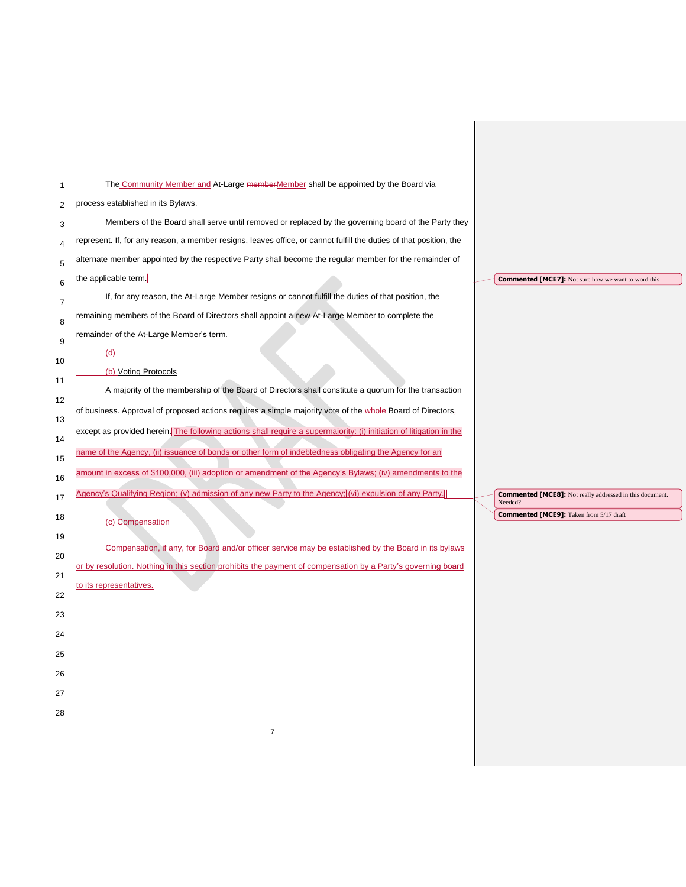The Community Member and At-Large ~~member~~Member shall be appointed by the Board via process established in its Bylaws.

Members of the Board shall serve until removed or replaced by the governing board of the Party they represent. If, for any reason, a member resigns, leaves office, or cannot fulfill the duties of that position, the alternate member appointed by the respective Party shall become the regular member for the remainder of the applicable term.

If, for any reason, the At-Large Member resigns or cannot fulfill the duties of that position, the remaining members of the Board of Directors shall appoint a new At-Large Member to complete the remainder of the At-Large Member's term.

~~(d)~~

(b) Voting Protocols

A majority of the membership of the Board of Directors shall constitute a quorum for the transaction of business. Approval of proposed actions requires a simple majority vote of the whole Board of Directors, except as provided herein. The following actions shall require a supermajority: (i) initiation of litigation in the name of the Agency, (ii) issuance of bonds or other form of indebtedness obligating the Agency for an amount in excess of $100,000, (iii) adoption or amendment of the Agency's Bylaws; (iv) amendments to the Agency's Qualifying Region; (v) admission of any new Party to the Agency; (vi) expulsion of any Party.

(c) Compensation

Compensation, if any, for Board and/or officer service may be established by the Board in its bylaws or by resolution. Nothing in this section prohibits the payment of compensation by a Party's governing board to its representatives.

Commented [MCE7]: Not sure how we want to word this

Commented [MCE8]: Not really addressed in this document. Needed?

Commented [MCE9]: Taken from 5/17 draft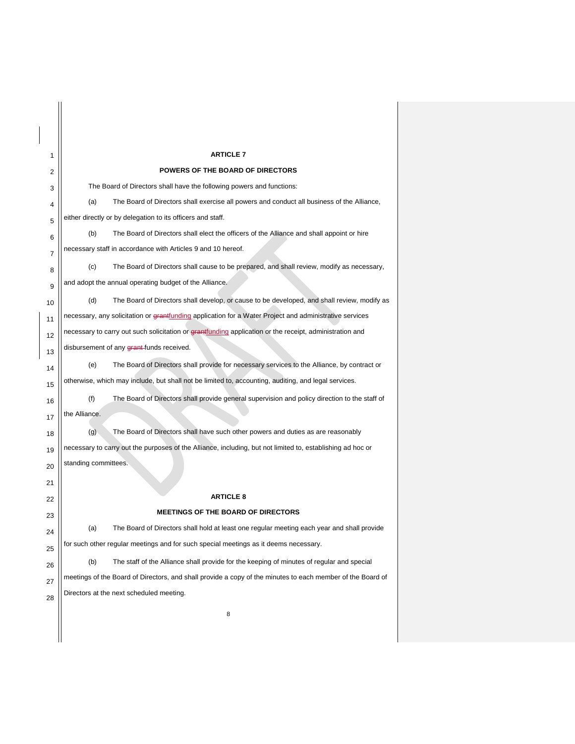**ARTICLE 7**

**POWERS OF THE BOARD OF DIRECTORS**

The Board of Directors shall have the following powers and functions:

(a) The Board of Directors shall exercise all powers and conduct all business of the Alliance, either directly or by delegation to its officers and staff.

(b) The Board of Directors shall elect the officers of the Alliance and shall appoint or hire necessary staff in accordance with Articles 9 and 10 hereof.

(c) The Board of Directors shall cause to be prepared, and shall review, modify as necessary, and adopt the annual operating budget of the Alliance.

(d) The Board of Directors shall develop, or cause to be developed, and shall review, modify as necessary, any solicitation or ~~grant~~funding application for a Water Project and administrative services necessary to carry out such solicitation or ~~grant~~funding application or the receipt, administration and disbursement of any ~~grant~~ funds received.

(e) The Board of Directors shall provide for necessary services to the Alliance, by contract or otherwise, which may include, but shall not be limited to, accounting, auditing, and legal services.

(f) The Board of Directors shall provide general supervision and policy direction to the staff of the Alliance.

(g) The Board of Directors shall have such other powers and duties as are reasonably necessary to carry out the purposes of the Alliance, including, but not limited to, establishing ad hoc or standing committees.

**ARTICLE 8**

**MEETINGS OF THE BOARD OF DIRECTORS**

(a) The Board of Directors shall hold at least one regular meeting each year and shall provide for such other regular meetings and for such special meetings as it deems necessary.

(b) The staff of the Alliance shall provide for the keeping of minutes of regular and special meetings of the Board of Directors, and shall provide a copy of the minutes to each member of the Board of Directors at the next scheduled meeting.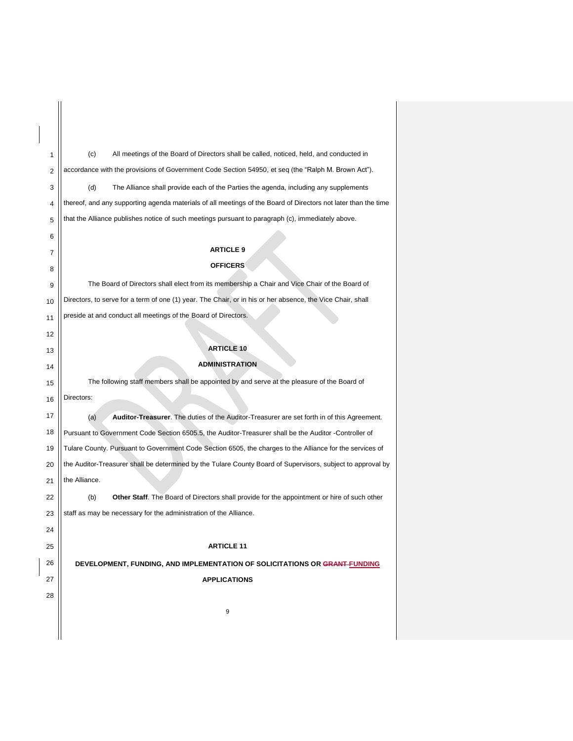(c) All meetings of the Board of Directors shall be called, noticed, held, and conducted in accordance with the provisions of Government Code Section 54950, et seq (the "Ralph M. Brown Act").

(d) The Alliance shall provide each of the Parties the agenda, including any supplements thereof, and any supporting agenda materials of all meetings of the Board of Directors not later than the time that the Alliance publishes notice of such meetings pursuant to paragraph (c), immediately above.

## ARTICLE 9

## OFFICERS

The Board of Directors shall elect from its membership a Chair and Vice Chair of the Board of Directors, to serve for a term of one (1) year. The Chair, or in his or her absence, the Vice Chair, shall preside at and conduct all meetings of the Board of Directors.

## ARTICLE 10

## ADMINISTRATION

The following staff members shall be appointed by and serve at the pleasure of the Board of Directors:

(a) **Auditor-Treasurer**. The duties of the Auditor-Treasurer are set forth in of this Agreement. Pursuant to Government Code Section 6505.5, the Auditor-Treasurer shall be the Auditor -Controller of Tulare County. Pursuant to Government Code Section 6505, the charges to the Alliance for the services of the Auditor-Treasurer shall be determined by the Tulare County Board of Supervisors, subject to approval by the Alliance.

(b) **Other Staff**. The Board of Directors shall provide for the appointment or hire of such other staff as may be necessary for the administration of the Alliance.

## ARTICLE 11

## DEVELOPMENT, FUNDING, AND IMPLEMENTATION OF SOLICITATIONS OR ~~GRANT~~ FUNDING APPLICATIONS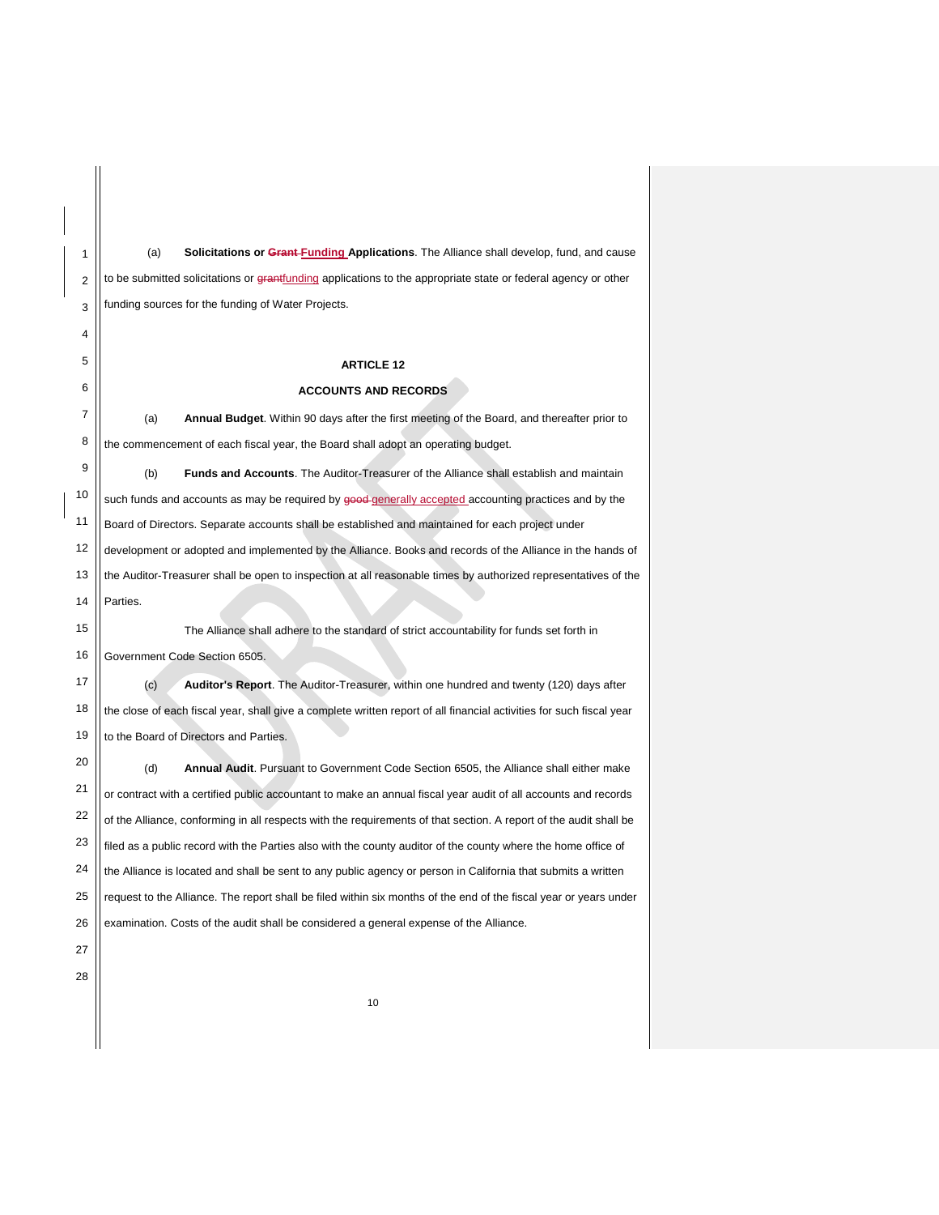(a) **Solicitations or ~~Grant~~ Funding Applications**. The Alliance shall develop, fund, and cause to be submitted solicitations or ~~grant~~funding applications to the appropriate state or federal agency or other funding sources for the funding of Water Projects.

## ARTICLE 12

## ACCOUNTS AND RECORDS

(a) **Annual Budget**. Within 90 days after the first meeting of the Board, and thereafter prior to the commencement of each fiscal year, the Board shall adopt an operating budget.

(b) **Funds and Accounts**. The Auditor-Treasurer of the Alliance shall establish and maintain such funds and accounts as may be required by ~~good~~ generally accepted accounting practices and by the Board of Directors. Separate accounts shall be established and maintained for each project under development or adopted and implemented by the Alliance. Books and records of the Alliance in the hands of the Auditor-Treasurer shall be open to inspection at all reasonable times by authorized representatives of the Parties.

The Alliance shall adhere to the standard of strict accountability for funds set forth in Government Code Section 6505.

(c) **Auditor's Report**. The Auditor-Treasurer, within one hundred and twenty (120) days after the close of each fiscal year, shall give a complete written report of all financial activities for such fiscal year to the Board of Directors and Parties.

(d) **Annual Audit**. Pursuant to Government Code Section 6505, the Alliance shall either make or contract with a certified public accountant to make an annual fiscal year audit of all accounts and records of the Alliance, conforming in all respects with the requirements of that section. A report of the audit shall be filed as a public record with the Parties also with the county auditor of the county where the home office of the Alliance is located and shall be sent to any public agency or person in California that submits a written request to the Alliance. The report shall be filed within six months of the end of the fiscal year or years under examination. Costs of the audit shall be considered a general expense of the Alliance.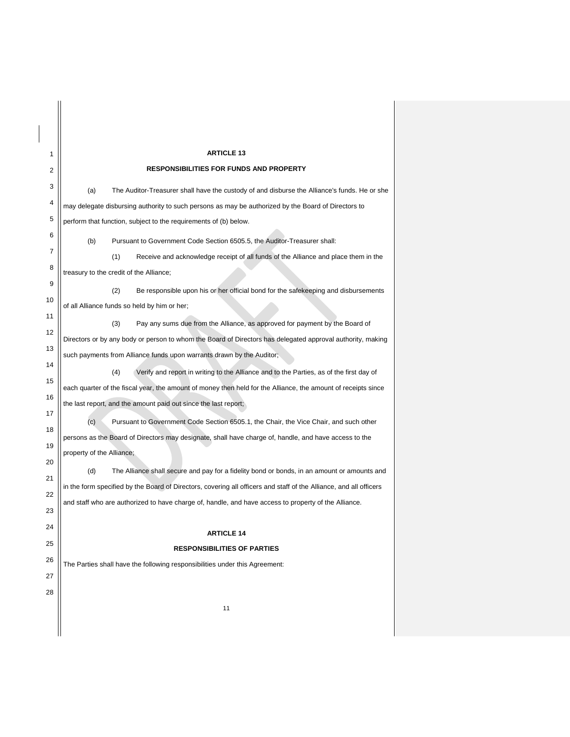## ARTICLE 13

## RESPONSIBILITIES FOR FUNDS AND PROPERTY

(a) The Auditor-Treasurer shall have the custody of and disburse the Alliance's funds. He or she may delegate disbursing authority to such persons as may be authorized by the Board of Directors to perform that function, subject to the requirements of (b) below.

(b) Pursuant to Government Code Section 6505.5, the Auditor-Treasurer shall:

(1) Receive and acknowledge receipt of all funds of the Alliance and place them in the treasury to the credit of the Alliance;

(2) Be responsible upon his or her official bond for the safekeeping and disbursements of all Alliance funds so held by him or her;

(3) Pay any sums due from the Alliance, as approved for payment by the Board of Directors or by any body or person to whom the Board of Directors has delegated approval authority, making such payments from Alliance funds upon warrants drawn by the Auditor;

(4) Verify and report in writing to the Alliance and to the Parties, as of the first day of each quarter of the fiscal year, the amount of money then held for the Alliance, the amount of receipts since the last report, and the amount paid out since the last report;

(c) Pursuant to Government Code Section 6505.1, the Chair, the Vice Chair, and such other persons as the Board of Directors may designate, shall have charge of, handle, and have access to the property of the Alliance;

(d) The Alliance shall secure and pay for a fidelity bond or bonds, in an amount or amounts and in the form specified by the Board of Directors, covering all officers and staff of the Alliance, and all officers and staff who are authorized to have charge of, handle, and have access to property of the Alliance.

## ARTICLE 14

## RESPONSIBILITIES OF PARTIES

The Parties shall have the following responsibilities under this Agreement: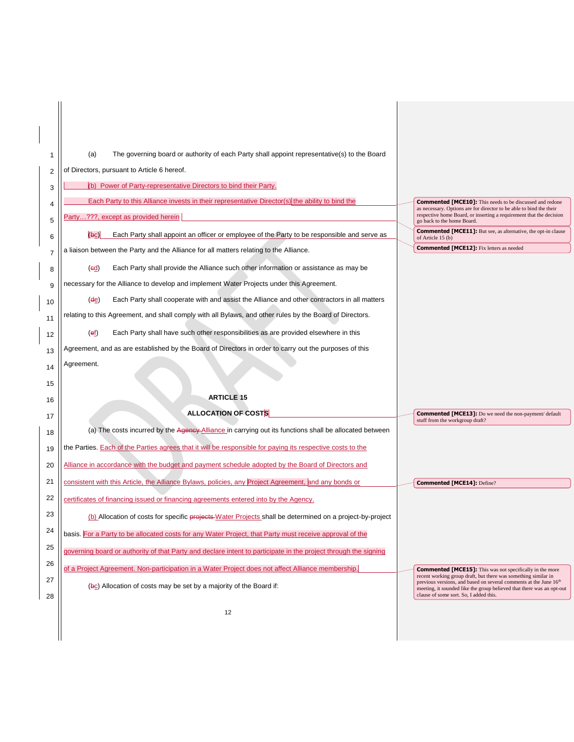(a) The governing board or authority of each Party shall appoint representative(s) to the Board of Directors, pursuant to Article 6 hereof.

(b) Power of Party-representative Directors to bind their Party.

Each Party to this Alliance invests in their representative Director(s) the ability to bind the Party…???, except as provided herein

(bc) Each Party shall appoint an officer or employee of the Party to be responsible and serve as a liaison between the Party and the Alliance for all matters relating to the Alliance.

(cd) Each Party shall provide the Alliance such other information or assistance as may be necessary for the Alliance to develop and implement Water Projects under this Agreement.

(de) Each Party shall cooperate with and assist the Alliance and other contractors in all matters relating to this Agreement, and shall comply with all Bylaws, and other rules by the Board of Directors.

(ef) Each Party shall have such other responsibilities as are provided elsewhere in this Agreement, and as are established by the Board of Directors in order to carry out the purposes of this Agreement.

## ARTICLE 15

## ALLOCATION OF COSTS

(a) The costs incurred by the Agency Alliance in carrying out its functions shall be allocated between the Parties. Each of the Parties agrees that it will be responsible for paying its respective costs to the Alliance in accordance with the budget and payment schedule adopted by the Board of Directors and consistent with this Article, the Alliance Bylaws, policies, any Project Agreement, and any bonds or certificates of financing issued or financing agreements entered into by the Agency.

(b) Allocation of costs for specific projects Water Projects shall be determined on a project-by-project basis. For a Party to be allocated costs for any Water Project, that Party must receive approval of the governing board or authority of that Party and declare intent to participate in the project through the signing of a Project Agreement. Non-participation in a Water Project does not affect Alliance membership.

(bc) Allocation of costs may be set by a majority of the Board if:

**Commented [MCE10]:** This needs to be discussed and redone as necessary. Options are for director to be able to bind the their respective home Board, or inserting a requirement that the decision go back to the home Board.

**Commented [MCE11]:** But see, as alternative, the opt-in clause of Article 15 (b)

**Commented [MCE12]:** Fix letters as needed

**Commented [MCE13]:** Do we need the non-payment/ default stuff from the workgroup draft?

**Commented [MCE14]:** Define?

**Commented [MCE15]:** This was not specifically in the more recent working group draft, but there was something similar in previous versions, and based on several comments at the June 16th meeting, it sounded like the group believed that there was an opt-out clause of some sort. So, I added this.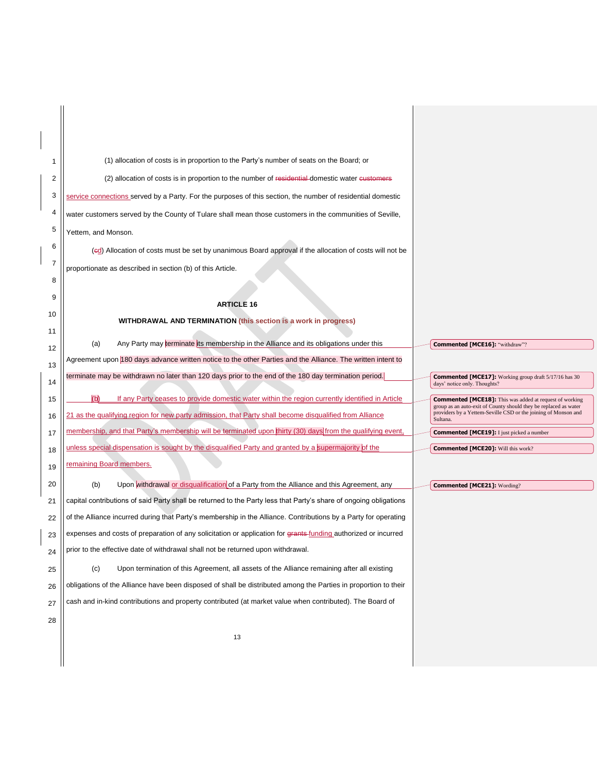(1) allocation of costs is in proportion to the Party's number of seats on the Board; or

(2) allocation of costs is in proportion to the number of ~~residential~~ domestic water ~~customers~~ service connections served by a Party. For the purposes of this section, the number of residential domestic water customers served by the County of Tulare shall mean those customers in the communities of Seville, Yettem, and Monson.

(~~c~~d) Allocation of costs must be set by unanimous Board approval if the allocation of costs will not be proportionate as described in section (b) of this Article.

## ARTICLE 16

### WITHDRAWAL AND TERMINATION (this section is a work in progress)

(a) Any Party may terminate its membership in the Alliance and its obligations under this Agreement upon 180 days advance written notice to the other Parties and the Alliance. The written intent to terminate may be withdrawn no later than 120 days prior to the end of the 180 day termination period.

(b) If any Party ceases to provide domestic water within the region currently identified in Article 21 as the qualifying region for new party admission, that Party shall become disqualified from Alliance membership, and that Party's membership will be terminated upon thirty (30) days from the qualifying event, unless special dispensation is sought by the disqualified Party and granted by a supermajority of the remaining Board members.

(b) Upon withdrawal or disqualification of a Party from the Alliance and this Agreement, any capital contributions of said Party shall be returned to the Party less that Party's share of ongoing obligations of the Alliance incurred during that Party's membership in the Alliance. Contributions by a Party for operating expenses and costs of preparation of any solicitation or application for ~~grants~~ funding authorized or incurred prior to the effective date of withdrawal shall not be returned upon withdrawal.

(c) Upon termination of this Agreement, all assets of the Alliance remaining after all existing obligations of the Alliance have been disposed of shall be distributed among the Parties in proportion to their cash and in-kind contributions and property contributed (at market value when contributed). The Board of

**Commented [MCE16]:** "withdraw"?

**Commented [MCE17]:** Working group draft 5/17/16 has 30 days' notice only. Thoughts?

**Commented [MCE18]:** This was added at request of working group as an auto-exit of County should they be replaced as water providers by a Yettem-Seville CSD or the joining of Monson and Sultana.

**Commented [MCE19]:** I just picked a number

**Commented [MCE20]:** Will this work?

**Commented [MCE21]:** Wording?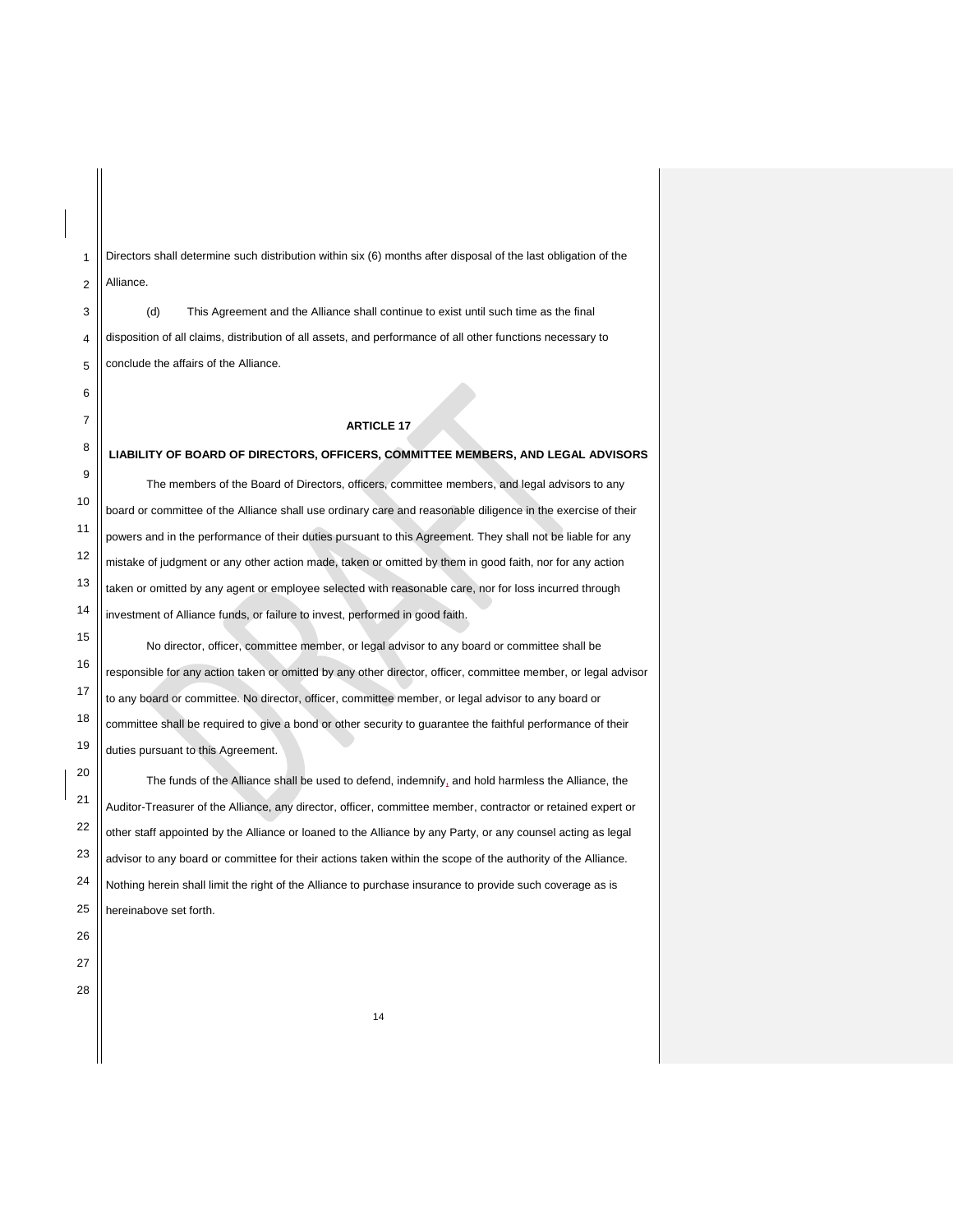Directors shall determine such distribution within six (6) months after disposal of the last obligation of the Alliance.

(d) This Agreement and the Alliance shall continue to exist until such time as the final disposition of all claims, distribution of all assets, and performance of all other functions necessary to conclude the affairs of the Alliance.

## ARTICLE 17

## LIABILITY OF BOARD OF DIRECTORS, OFFICERS, COMMITTEE MEMBERS, AND LEGAL ADVISORS

The members of the Board of Directors, officers, committee members, and legal advisors to any board or committee of the Alliance shall use ordinary care and reasonable diligence in the exercise of their powers and in the performance of their duties pursuant to this Agreement. They shall not be liable for any mistake of judgment or any other action made, taken or omitted by them in good faith, nor for any action taken or omitted by any agent or employee selected with reasonable care, nor for loss incurred through investment of Alliance funds, or failure to invest, performed in good faith.

No director, officer, committee member, or legal advisor to any board or committee shall be responsible for any action taken or omitted by any other director, officer, committee member, or legal advisor to any board or committee. No director, officer, committee member, or legal advisor to any board or committee shall be required to give a bond or other security to guarantee the faithful performance of their duties pursuant to this Agreement.

The funds of the Alliance shall be used to defend, indemnify, and hold harmless the Alliance, the Auditor-Treasurer of the Alliance, any director, officer, committee member, contractor or retained expert or other staff appointed by the Alliance or loaned to the Alliance by any Party, or any counsel acting as legal advisor to any board or committee for their actions taken within the scope of the authority of the Alliance. Nothing herein shall limit the right of the Alliance to purchase insurance to provide such coverage as is hereinabove set forth.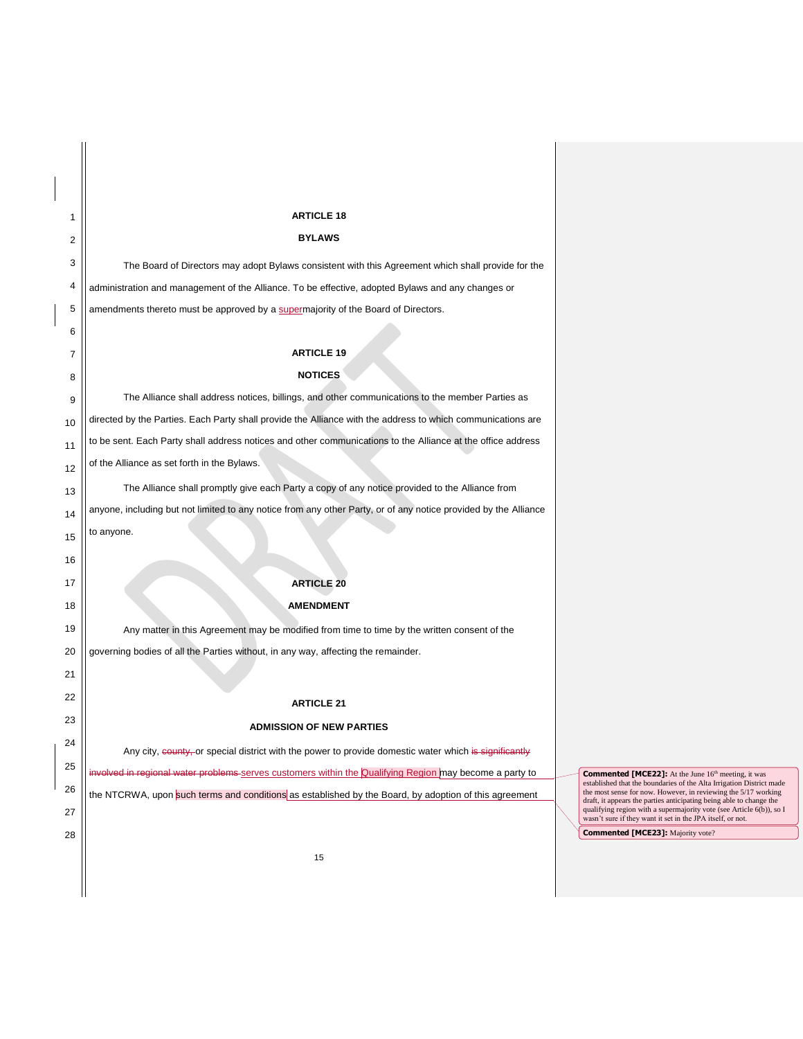**ARTICLE 18**

**BYLAWS**

The Board of Directors may adopt Bylaws consistent with this Agreement which shall provide for the administration and management of the Alliance. To be effective, adopted Bylaws and any changes or amendments thereto must be approved by a supermajority of the Board of Directors.

**ARTICLE 19**

**NOTICES**

The Alliance shall address notices, billings, and other communications to the member Parties as directed by the Parties. Each Party shall provide the Alliance with the address to which communications are to be sent. Each Party shall address notices and other communications to the Alliance at the office address of the Alliance as set forth in the Bylaws.

The Alliance shall promptly give each Party a copy of any notice provided to the Alliance from anyone, including but not limited to any notice from any other Party, or of any notice provided by the Alliance to anyone.

**ARTICLE 20**

**AMENDMENT**

Any matter in this Agreement may be modified from time to time by the written consent of the governing bodies of all the Parties without, in any way, affecting the remainder.

**ARTICLE 21**

**ADMISSION OF NEW PARTIES**

Any city, ~~county,~~ or special district with the power to provide domestic water which ~~is significantly involved in regional water problems~~ serves customers within the Qualifying Region may become a party to the NTCRWA, upon such terms and conditions as established by the Board, by adoption of this agreement

**Commented [MCE22]:** At the June 16th meeting, it was established that the boundaries of the Alta Irrigation District made the most sense for now. However, in reviewing the 5/17 working draft, it appears the parties anticipating being able to change the qualifying region with a supermajority vote (see Article 6(b)), so I wasn't sure if they want it set in the JPA itself, or not.

**Commented [MCE23]:** Majority vote?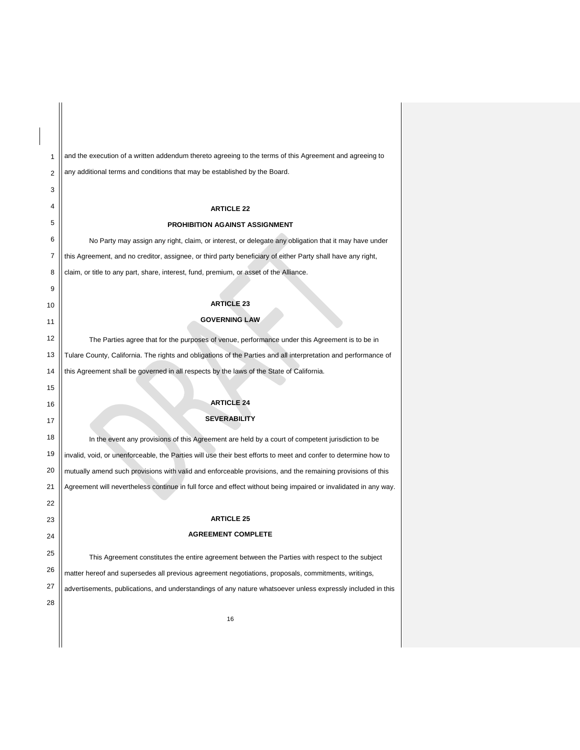and the execution of a written addendum thereto agreeing to the terms of this Agreement and agreeing to any additional terms and conditions that may be established by the Board.

**ARTICLE 22**

**PROHIBITION AGAINST ASSIGNMENT**

No Party may assign any right, claim, or interest, or delegate any obligation that it may have under this Agreement, and no creditor, assignee, or third party beneficiary of either Party shall have any right, claim, or title to any part, share, interest, fund, premium, or asset of the Alliance.

**ARTICLE 23**

**GOVERNING LAW**

The Parties agree that for the purposes of venue, performance under this Agreement is to be in Tulare County, California. The rights and obligations of the Parties and all interpretation and performance of this Agreement shall be governed in all respects by the laws of the State of California.

**ARTICLE 24**

**SEVERABILITY**

In the event any provisions of this Agreement are held by a court of competent jurisdiction to be invalid, void, or unenforceable, the Parties will use their best efforts to meet and confer to determine how to mutually amend such provisions with valid and enforceable provisions, and the remaining provisions of this Agreement will nevertheless continue in full force and effect without being impaired or invalidated in any way.

**ARTICLE 25**

**AGREEMENT COMPLETE**

This Agreement constitutes the entire agreement between the Parties with respect to the subject matter hereof and supersedes all previous agreement negotiations, proposals, commitments, writings, advertisements, publications, and understandings of any nature whatsoever unless expressly included in this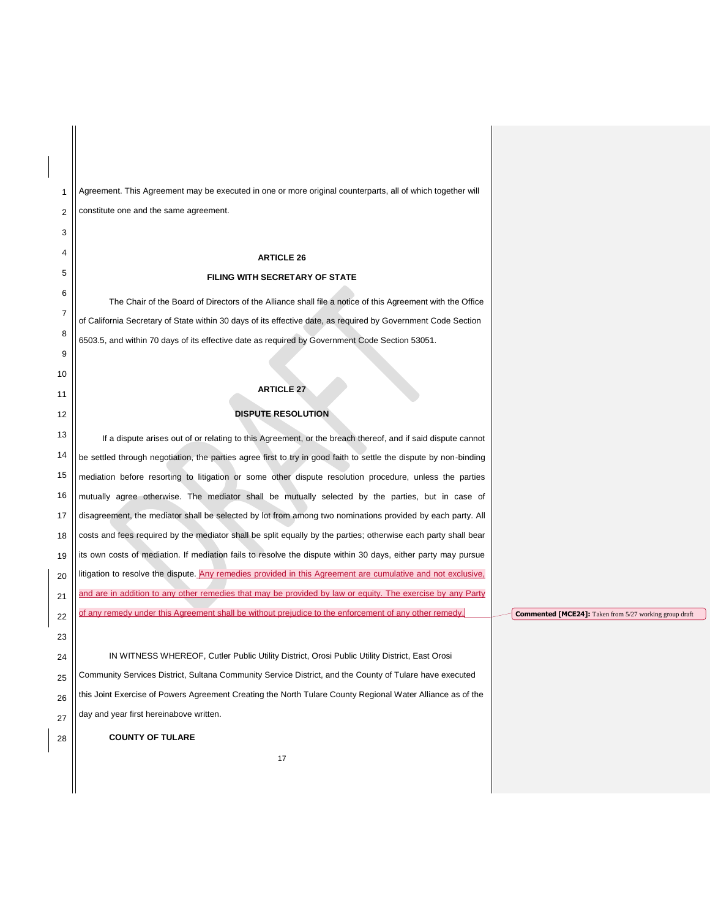Agreement. This Agreement may be executed in one or more original counterparts, all of which together will constitute one and the same agreement.

**ARTICLE 26**

**FILING WITH SECRETARY OF STATE**

The Chair of the Board of Directors of the Alliance shall file a notice of this Agreement with the Office of California Secretary of State within 30 days of its effective date, as required by Government Code Section 6503.5, and within 70 days of its effective date as required by Government Code Section 53051.

**ARTICLE 27**

**DISPUTE RESOLUTION**

If a dispute arises out of or relating to this Agreement, or the breach thereof, and if said dispute cannot be settled through negotiation, the parties agree first to try in good faith to settle the dispute by non-binding mediation before resorting to litigation or some other dispute resolution procedure, unless the parties mutually agree otherwise. The mediator shall be mutually selected by the parties, but in case of disagreement, the mediator shall be selected by lot from among two nominations provided by each party. All costs and fees required by the mediator shall be split equally by the parties; otherwise each party shall bear its own costs of mediation. If mediation fails to resolve the dispute within 30 days, either party may pursue litigation to resolve the dispute. Any remedies provided in this Agreement are cumulative and not exclusive, and are in addition to any other remedies that may be provided by law or equity. The exercise by any Party of any remedy under this Agreement shall be without prejudice to the enforcement of any other remedy.

**Commented [MCE24]:** Taken from 5/27 working group draft

IN WITNESS WHEREOF, Cutler Public Utility District, Orosi Public Utility District, East Orosi Community Services District, Sultana Community Service District, and the County of Tulare have executed this Joint Exercise of Powers Agreement Creating the North Tulare County Regional Water Alliance as of the day and year first hereinabove written.

**COUNTY OF TULARE**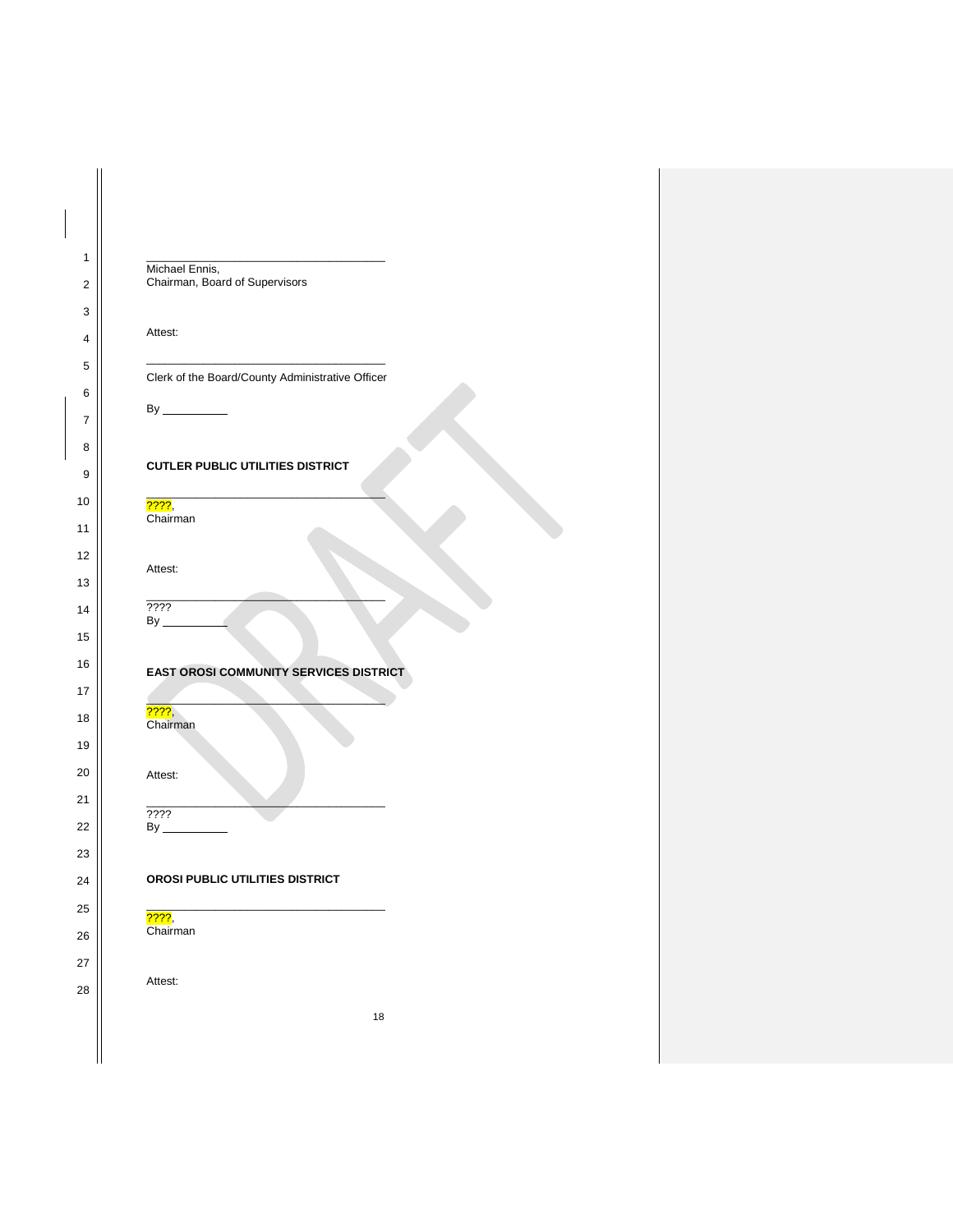\_\_\_\_\_\_\_\_\_\_\_\_\_\_\_\_\_\_\_\_\_\_\_\_\_\_\_\_\_\_\_\_\_\_\_\_\_\_

Michael Ennis,
Chairman, Board of Supervisors

Attest:

\_\_\_\_\_\_\_\_\_\_\_\_\_\_\_\_\_\_\_\_\_\_\_\_\_\_\_\_\_\_\_\_\_\_\_\_\_\_

Clerk of the Board/County Administrative Officer

By \_\_\_\_\_\_\_\_\_\_

**CUTLER PUBLIC UTILITIES DISTRICT**

\_\_\_\_\_\_\_\_\_\_\_\_\_\_\_\_\_\_\_\_\_\_\_\_\_\_\_\_\_\_\_\_\_\_\_\_\_\_

????,
Chairman

Attest:

\_\_\_\_\_\_\_\_\_\_\_\_\_\_\_\_\_\_\_\_\_\_\_\_\_\_\_\_\_\_\_\_\_\_\_\_\_\_

????
By \_\_\_\_\_\_\_\_\_\_

**EAST OROSI COMMUNITY SERVICES DISTRICT**

\_\_\_\_\_\_\_\_\_\_\_\_\_\_\_\_\_\_\_\_\_\_\_\_\_\_\_\_\_\_\_\_\_\_\_\_\_\_

????,
Chairman

Attest:

\_\_\_\_\_\_\_\_\_\_\_\_\_\_\_\_\_\_\_\_\_\_\_\_\_\_\_\_\_\_\_\_\_\_\_\_\_\_

????
By \_\_\_\_\_\_\_\_\_\_

**OROSI PUBLIC UTILITIES DISTRICT**

\_\_\_\_\_\_\_\_\_\_\_\_\_\_\_\_\_\_\_\_\_\_\_\_\_\_\_\_\_\_\_\_\_\_\_\_\_\_

????,
Chairman

Attest: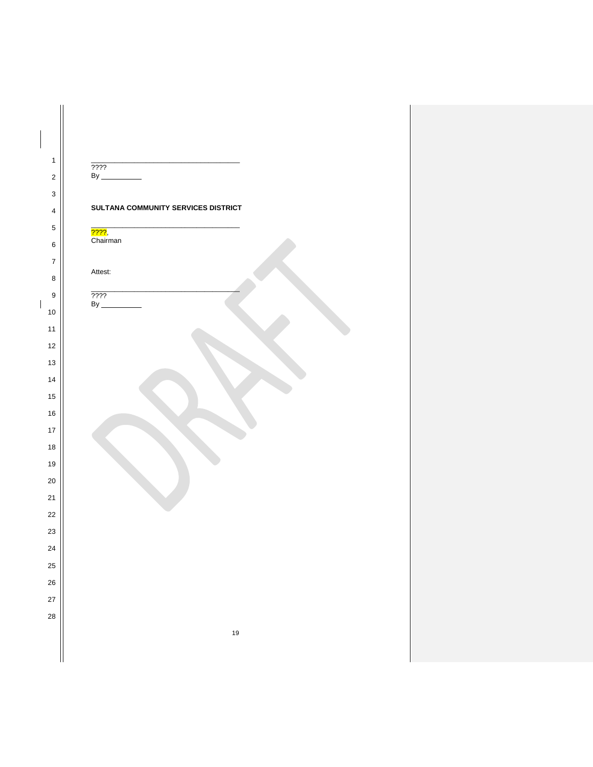\_\_\_\_\_\_\_\_\_\_\_\_\_\_\_\_\_\_\_\_\_\_\_\_\_\_\_\_\_\_\_\_\_\_\_\_\_\_\_
????
By \_\_\_\_\_\_\_\_\_\_

**SULTANA COMMUNITY SERVICES DISTRICT**

\_\_\_\_\_\_\_\_\_\_\_\_\_\_\_\_\_\_\_\_\_\_\_\_\_\_\_\_\_\_\_\_\_\_\_\_\_\_\_
????,
Chairman

Attest:

\_\_\_\_\_\_\_\_\_\_\_\_\_\_\_\_\_\_\_\_\_\_\_\_\_\_\_\_\_\_\_\_\_\_\_\_\_\_\_
????
By \_\_\_\_\_\_\_\_\_\_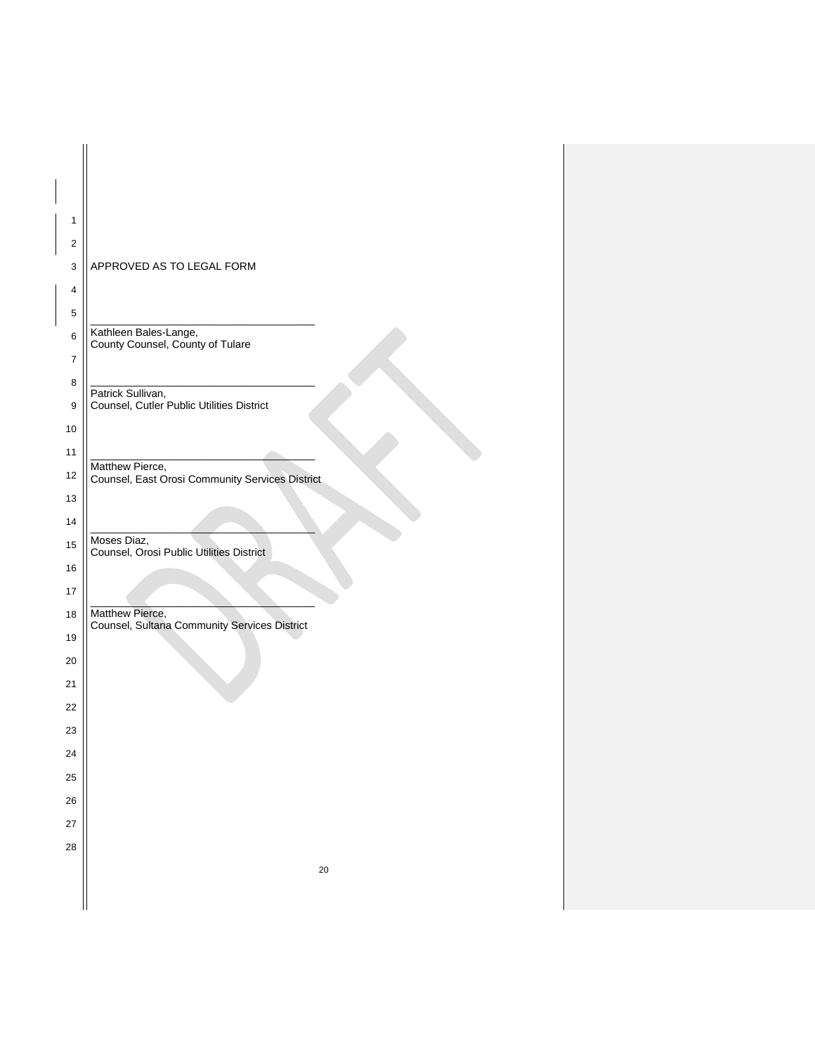APPROVED AS TO LEGAL FORM

\_\_\_\_\_\_\_\_\_\_\_\_\_\_\_\_\_\_\_\_\_\_\_\_\_\_\_\_\_\_\_\_\_\_\_\_
Kathleen Bales-Lange,
County Counsel, County of Tulare

\_\_\_\_\_\_\_\_\_\_\_\_\_\_\_\_\_\_\_\_\_\_\_\_\_\_\_\_\_\_\_\_\_\_\_\_
Patrick Sullivan,
Counsel, Cutler Public Utilities District

\_\_\_\_\_\_\_\_\_\_\_\_\_\_\_\_\_\_\_\_\_\_\_\_\_\_\_\_\_\_\_\_\_\_\_\_
Matthew Pierce,
Counsel, East Orosi Community Services District

\_\_\_\_\_\_\_\_\_\_\_\_\_\_\_\_\_\_\_\_\_\_\_\_\_\_\_\_\_\_\_\_\_\_\_\_
Moses Diaz,
Counsel, Orosi Public Utilities District

\_\_\_\_\_\_\_\_\_\_\_\_\_\_\_\_\_\_\_\_\_\_\_\_\_\_\_\_\_\_\_\_\_\_\_\_
Matthew Pierce,
Counsel, Sultana Community Services District